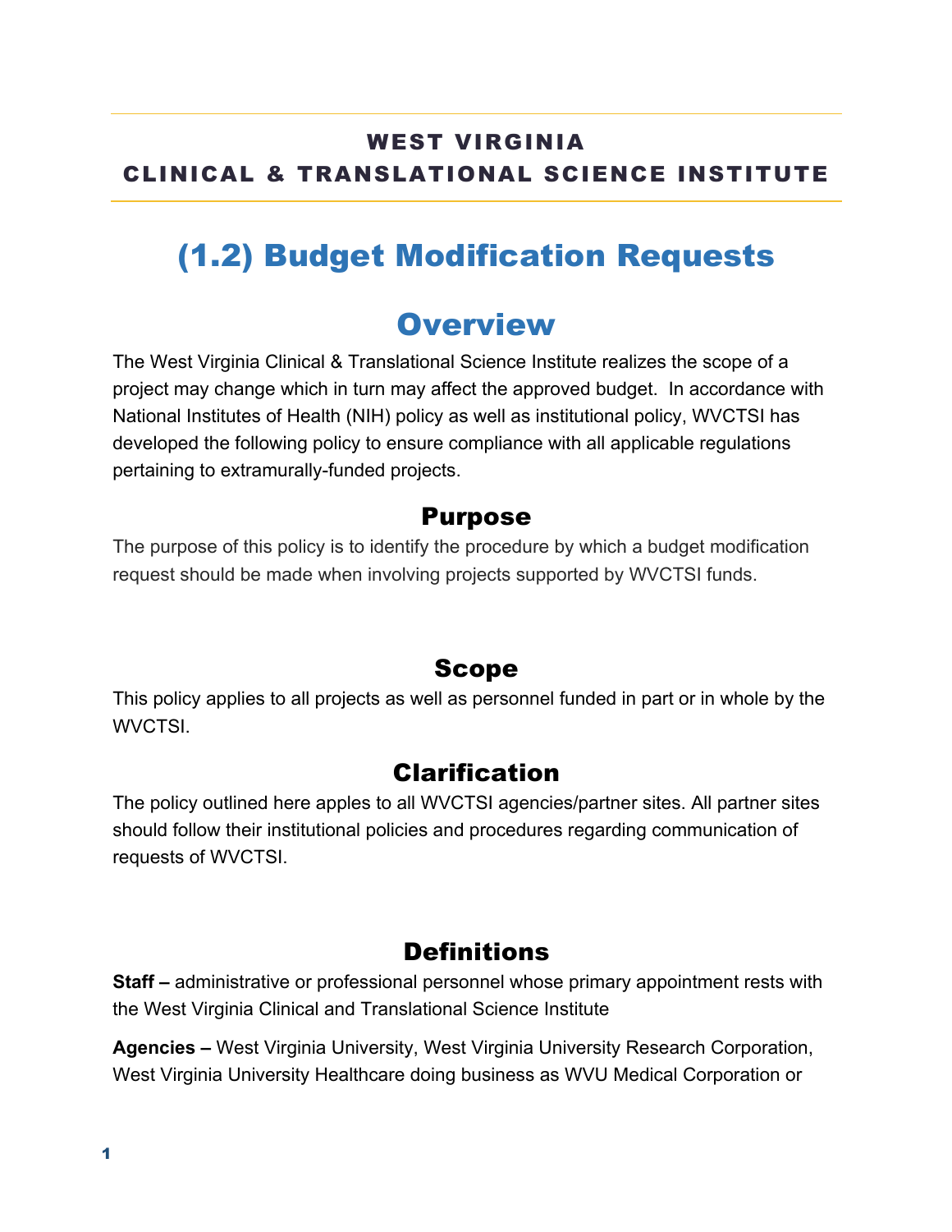**WEST VIRGINIA**
**CLINICAL & TRANSLATIONAL SCIENCE INSTITUTE**

# (1.2) Budget Modification Requests

## Overview

The West Virginia Clinical & Translational Science Institute realizes the scope of a project may change which in turn may affect the approved budget. In accordance with National Institutes of Health (NIH) policy as well as institutional policy, WVCTSI has developed the following policy to ensure compliance with all applicable regulations pertaining to extramurally-funded projects.

### Purpose

The purpose of this policy is to identify the procedure by which a budget modification request should be made when involving projects supported by WVCTSI funds.

### Scope

This policy applies to all projects as well as personnel funded in part or in whole by the WVCTSI.

### Clarification

The policy outlined here apples to all WVCTSI agencies/partner sites. All partner sites should follow their institutional policies and procedures regarding communication of requests of WVCTSI.

### Definitions

**Staff –** administrative or professional personnel whose primary appointment rests with the West Virginia Clinical and Translational Science Institute

**Agencies –** West Virginia University, West Virginia University Research Corporation, West Virginia University Healthcare doing business as WVU Medical Corporation or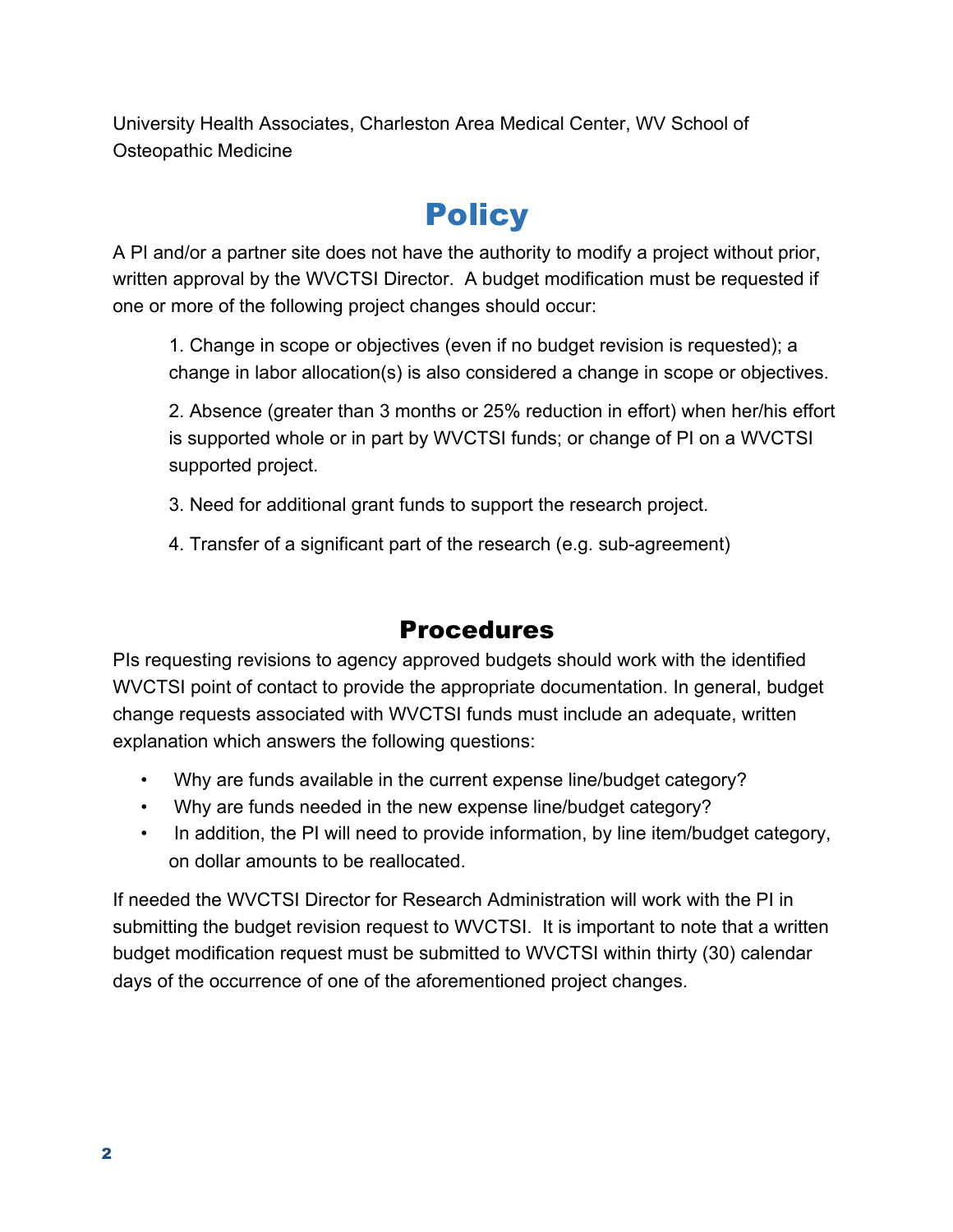University Health Associates, Charleston Area Medical Center, WV School of Osteopathic Medicine

# Policy

A PI and/or a partner site does not have the authority to modify a project without prior, written approval by the WVCTSI Director. A budget modification must be requested if one or more of the following project changes should occur:

1. Change in scope or objectives (even if no budget revision is requested); a change in labor allocation(s) is also considered a change in scope or objectives.

2. Absence (greater than 3 months or 25% reduction in effort) when her/his effort is supported whole or in part by WVCTSI funds; or change of PI on a WVCTSI supported project.

3. Need for additional grant funds to support the research project.

4. Transfer of a significant part of the research (e.g. sub-agreement)

## Procedures

PIs requesting revisions to agency approved budgets should work with the identified WVCTSI point of contact to provide the appropriate documentation. In general, budget change requests associated with WVCTSI funds must include an adequate, written explanation which answers the following questions:

- Why are funds available in the current expense line/budget category?
- Why are funds needed in the new expense line/budget category?
- In addition, the PI will need to provide information, by line item/budget category, on dollar amounts to be reallocated.

If needed the WVCTSI Director for Research Administration will work with the PI in submitting the budget revision request to WVCTSI. It is important to note that a written budget modification request must be submitted to WVCTSI within thirty (30) calendar days of the occurrence of one of the aforementioned project changes.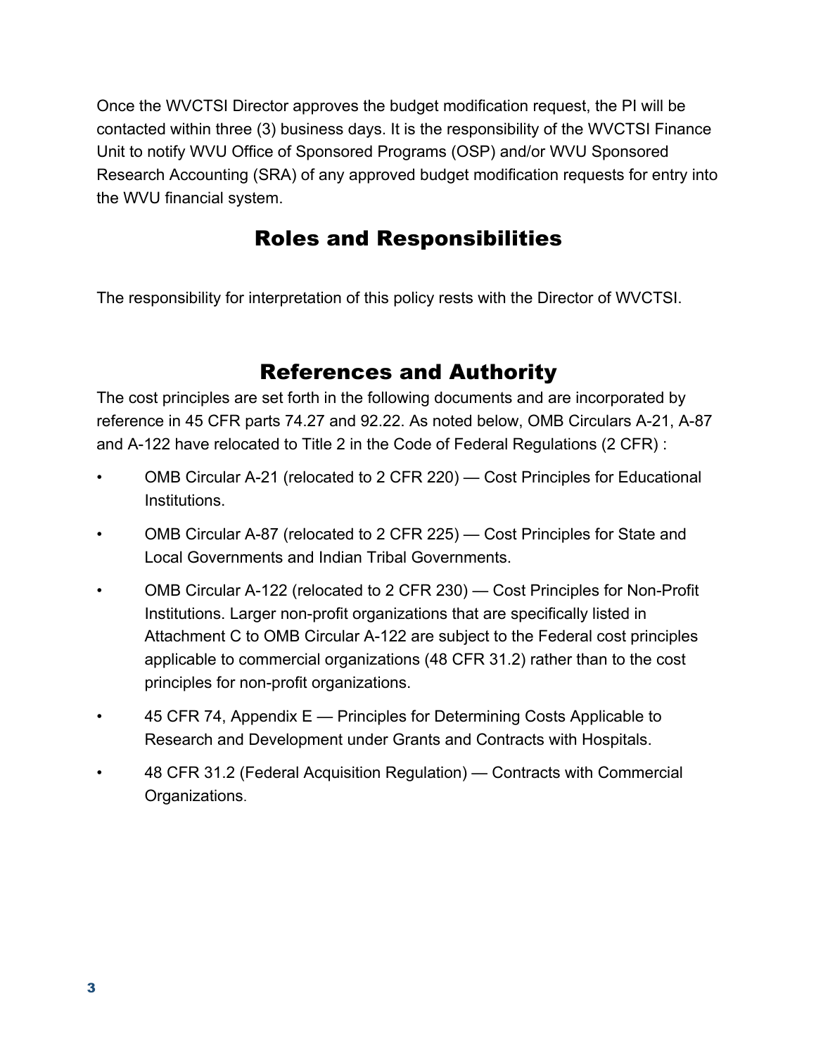Once the WVCTSI Director approves the budget modification request, the PI will be contacted within three (3) business days. It is the responsibility of the WVCTSI Finance Unit to notify WVU Office of Sponsored Programs (OSP) and/or WVU Sponsored Research Accounting (SRA) of any approved budget modification requests for entry into the WVU financial system.

## Roles and Responsibilities

The responsibility for interpretation of this policy rests with the Director of WVCTSI.

## References and Authority

The cost principles are set forth in the following documents and are incorporated by reference in 45 CFR parts 74.27 and 92.22. As noted below, OMB Circulars A-21, A-87 and A-122 have relocated to Title 2 in the Code of Federal Regulations (2 CFR) :

- OMB Circular A-21 (relocated to 2 CFR 220) — Cost Principles for Educational Institutions.
- OMB Circular A-87 (relocated to 2 CFR 225) — Cost Principles for State and Local Governments and Indian Tribal Governments.
- OMB Circular A-122 (relocated to 2 CFR 230) — Cost Principles for Non-Profit Institutions. Larger non-profit organizations that are specifically listed in Attachment C to OMB Circular A-122 are subject to the Federal cost principles applicable to commercial organizations (48 CFR 31.2) rather than to the cost principles for non-profit organizations.
- 45 CFR 74, Appendix E — Principles for Determining Costs Applicable to Research and Development under Grants and Contracts with Hospitals.
- 48 CFR 31.2 (Federal Acquisition Regulation) — Contracts with Commercial Organizations.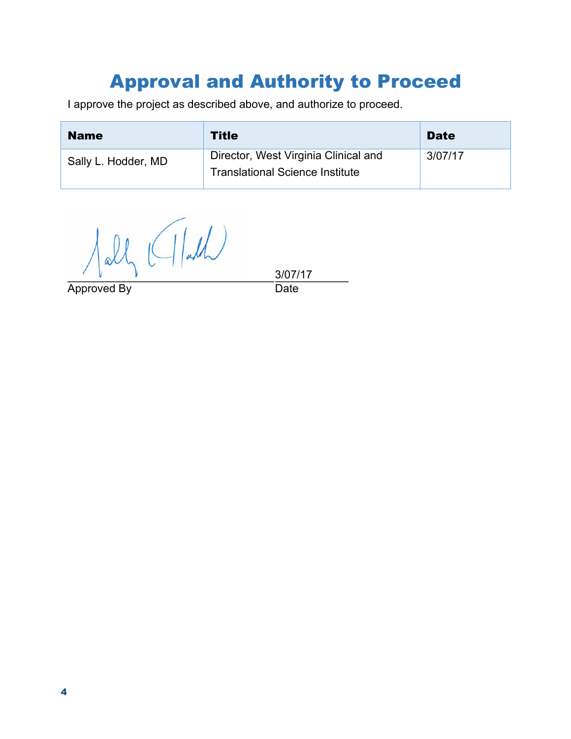# Approval and Authority to Proceed

I approve the project as described above, and authorize to proceed.

| Name | Title | Date |
|---|---|---|
| Sally L. Hodder, MD | Director, West Virginia Clinical and Translational Science Institute | 3/07/17 |

Approved By

3/07/17
Date